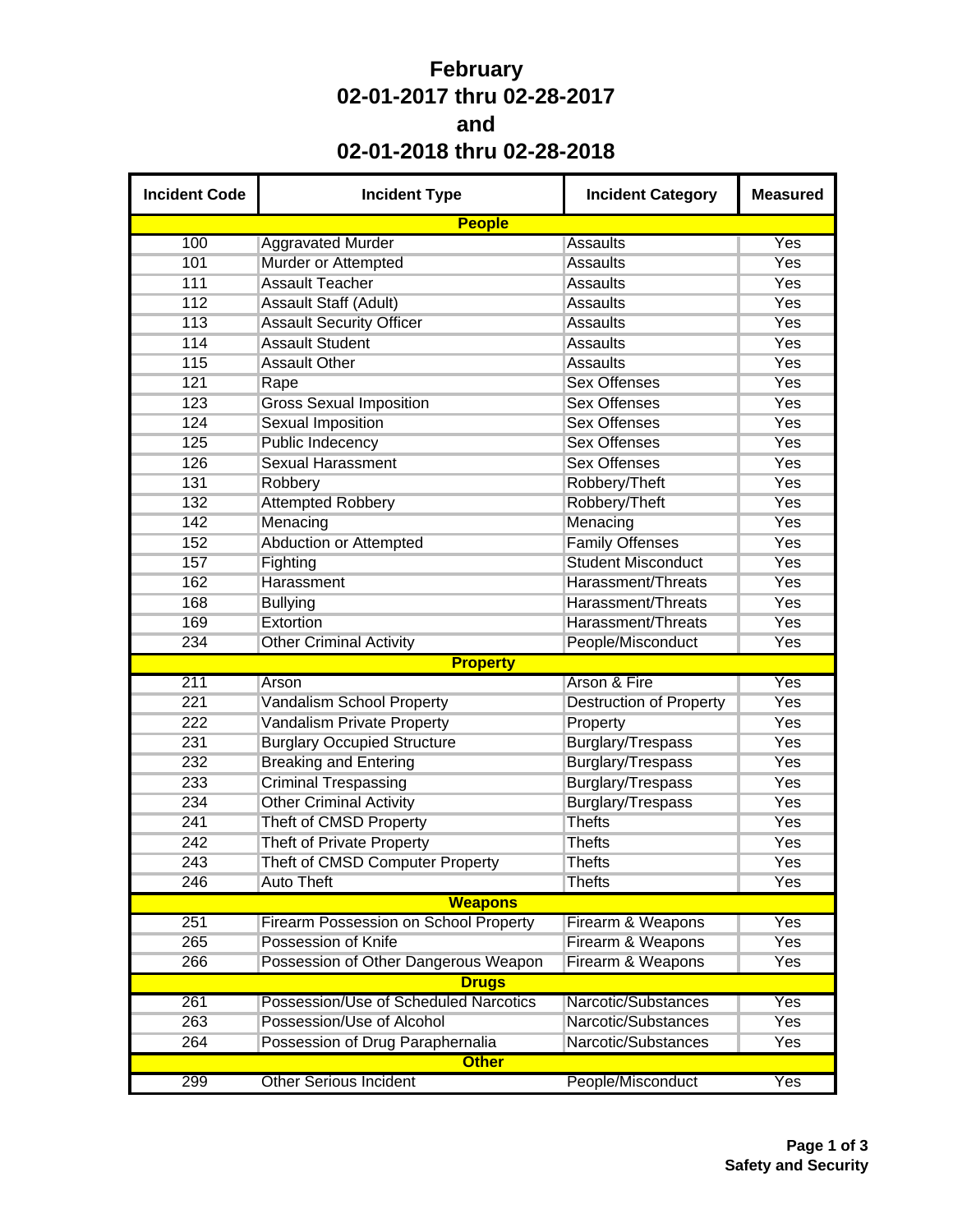# February
# 02-01-2017 thru 02-28-2017
# and
# 02-01-2018 thru 02-28-2018

| Incident Code | Incident Type | Incident Category | Measured |
|---|---|---|---|
| **People** | | | |
| 100 | Aggravated Murder | Assaults | Yes |
| 101 | Murder or Attempted | Assaults | Yes |
| 111 | Assault Teacher | Assaults | Yes |
| 112 | Assault Staff (Adult) | Assaults | Yes |
| 113 | Assault Security Officer | Assaults | Yes |
| 114 | Assault Student | Assaults | Yes |
| 115 | Assault Other | Assaults | Yes |
| 121 | Rape | Sex Offenses | Yes |
| 123 | Gross Sexual Imposition | Sex Offenses | Yes |
| 124 | Sexual Imposition | Sex Offenses | Yes |
| 125 | Public Indecency | Sex Offenses | Yes |
| 126 | Sexual Harassment | Sex Offenses | Yes |
| 131 | Robbery | Robbery/Theft | Yes |
| 132 | Attempted Robbery | Robbery/Theft | Yes |
| 142 | Menacing | Menacing | Yes |
| 152 | Abduction or Attempted | Family Offenses | Yes |
| 157 | Fighting | Student Misconduct | Yes |
| 162 | Harassment | Harassment/Threats | Yes |
| 168 | Bullying | Harassment/Threats | Yes |
| 169 | Extortion | Harassment/Threats | Yes |
| 234 | Other Criminal Activity | People/Misconduct | Yes |
| **Property** | | | |
| 211 | Arson | Arson & Fire | Yes |
| 221 | Vandalism School Property | Destruction of Property | Yes |
| 222 | Vandalism Private Property | Property | Yes |
| 231 | Burglary Occupied Structure | Burglary/Trespass | Yes |
| 232 | Breaking and Entering | Burglary/Trespass | Yes |
| 233 | Criminal Trespassing | Burglary/Trespass | Yes |
| 234 | Other Criminal Activity | Burglary/Trespass | Yes |
| 241 | Theft of CMSD Property | Thefts | Yes |
| 242 | Theft of Private Property | Thefts | Yes |
| 243 | Theft of CMSD Computer Property | Thefts | Yes |
| 246 | Auto Theft | Thefts | Yes |
| **Weapons** | | | |
| 251 | Firearm Possession on School Property | Firearm & Weapons | Yes |
| 265 | Possession of Knife | Firearm & Weapons | Yes |
| 266 | Possession of Other Dangerous Weapon | Firearm & Weapons | Yes |
| **Drugs** | | | |
| 261 | Possession/Use of Scheduled Narcotics | Narcotic/Substances | Yes |
| 263 | Possession/Use of Alcohol | Narcotic/Substances | Yes |
| 264 | Possession of Drug Paraphernalia | Narcotic/Substances | Yes |
| **Other** | | | |
| 299 | Other Serious Incident | People/Misconduct | Yes |

**Safety and Security**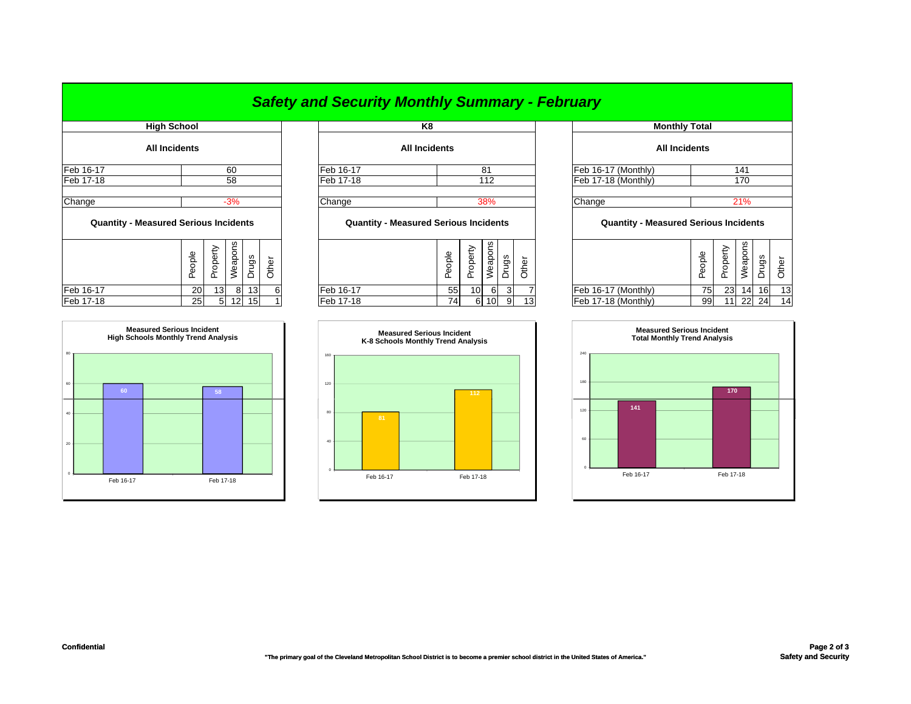# *Safety and Security Monthly Summary - February*

## High School

### All Incidents

| | |
|---|---|
| Feb 16-17 | 60 |
| Feb 17-18 | 58 |
| Change | -3% |

### Quantity - Measured Serious Incidents

| | People | Property | Weapons | Drugs | Other |
|---|---|---|---|---|---|
| Feb 16-17 | 20 | 13 | 8 | 13 | 6 |
| Feb 17-18 | 25 | 5 | 12 | 15 | 1 |

**Measured Serious Incident High Schools Monthly Trend Analysis**

| | Feb 16-17 | Feb 17-18 |
|---|---|---|
| Incidents | 60 | 58 |

## K8

### All Incidents

| | |
|---|---|
| Feb 16-17 | 81 |
| Feb 17-18 | 112 |
| Change | 38% |

### Quantity - Measured Serious Incidents

| | People | Property | Weapons | Drugs | Other |
|---|---|---|---|---|---|
| Feb 16-17 | 55 | 10 | 6 | 3 | 7 |
| Feb 17-18 | 74 | 6 | 10 | 9 | 13 |

**Measured Serious Incident K-8 Schools Monthly Trend Analysis**

| | Feb 16-17 | Feb 17-18 |
|---|---|---|
| Incidents | 81 | 112 |

## Monthly Total

### All Incidents

| | |
|---|---|
| Feb 16-17 (Monthly) | 141 |
| Feb 17-18 (Monthly) | 170 |
| Change | 21% |

### Quantity - Measured Serious Incidents

| | People | Property | Weapons | Drugs | Other |
|---|---|---|---|---|---|
| Feb 16-17 (Monthly) | 75 | 23 | 14 | 16 | 13 |
| Feb 17-18 (Monthly) | 99 | 11 | 22 | 24 | 14 |

**Measured Serious Incident Total Monthly Trend Analysis**

| | Feb 16-17 | Feb 17-18 |
|---|---|---|
| Incidents | 141 | 170 |

**Confidential**

**"The primary goal of the Cleveland Metropolitan School District is to become a premier school district in the United States of America."**

**Safety and Security**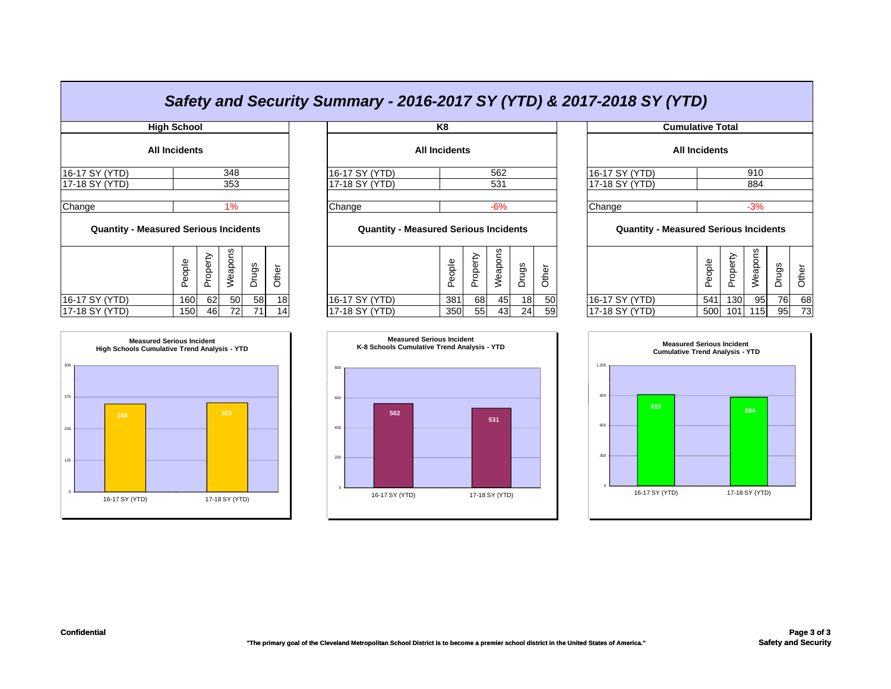# Safety and Security Summary - 2016-2017 SY (YTD) & 2017-2018 SY (YTD)

## High School

### All Incidents

| | |
|---|---|
| 16-17 SY (YTD) | 348 |
| 17-18 SY (YTD) | 353 |
| Change | 1% |

### Quantity - Measured Serious Incidents

| | People | Property | Weapons | Drugs | Other |
|---|---|---|---|---|---|
| 16-17 SY (YTD) | 160 | 62 | 50 | 58 | 18 |
| 17-18 SY (YTD) | 150 | 46 | 72 | 71 | 14 |

## K8

### All Incidents

| | |
|---|---|
| 16-17 SY (YTD) | 562 |
| 17-18 SY (YTD) | 531 |
| Change | -6% |

### Quantity - Measured Serious Incidents

| | People | Property | Weapons | Drugs | Other |
|---|---|---|---|---|---|
| 16-17 SY (YTD) | 381 | 68 | 45 | 18 | 50 |
| 17-18 SY (YTD) | 350 | 55 | 43 | 24 | 59 |

## Cumulative Total

### All Incidents

| | |
|---|---|
| 16-17 SY (YTD) | 910 |
| 17-18 SY (YTD) | 884 |
| Change | -3% |

### Quantity - Measured Serious Incidents

| | People | Property | Weapons | Drugs | Other |
|---|---|---|---|---|---|
| 16-17 SY (YTD) | 541 | 130 | 95 | 76 | 68 |
| 17-18 SY (YTD) | 500 | 101 | 115 | 95 | 73 |

**Measured Serious Incident**
**High Schools Cumulative Trend Analysis - YTD**

0
125
250
375
500
348
353
16-17 SY (YTD)
17-18 SY (YTD)

**Measured Serious Incident**
**K-8 Schools Cumulative Trend Analysis - YTD**

0
200
400
600
800
562
531
16-17 SY (YTD)
17-18 SY (YTD)

**Measured Serious Incident**
**Cumulative Trend Analysis - YTD**

0
300
600
900
1,200
910
884
16-17 SY (YTD)
17-18 SY (YTD)

**Confidential**

**"The primary goal of the Cleveland Metropolitan School District is to become a premier school district in the United States of America."**

**Safety and Security**